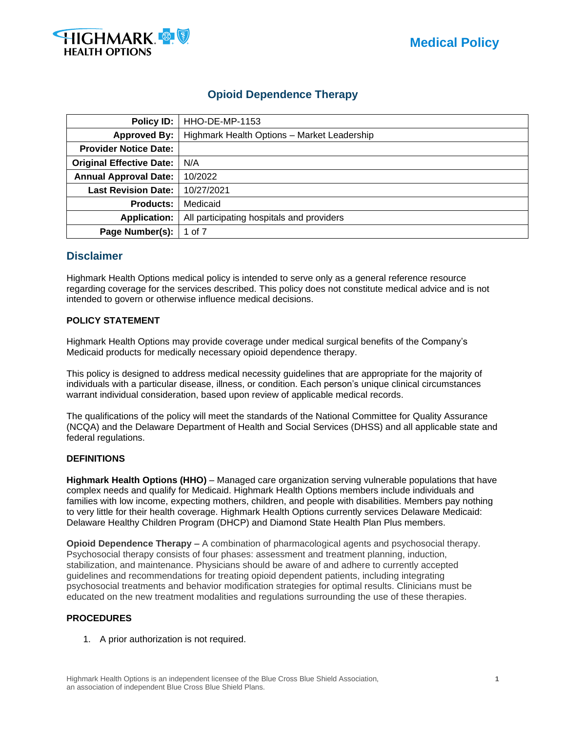Medical Policy

# Opioid Dependence Therapy

| | |
|---|---|
| **Policy ID:** | HHO-DE-MP-1153 |
| **Approved By:** | Highmark Health Options – Market Leadership |
| **Provider Notice Date:** | |
| **Original Effective Date:** | N/A |
| **Annual Approval Date:** | 10/2022 |
| **Last Revision Date:** | 10/27/2021 |
| **Products:** | Medicaid |
| **Application:** | All participating hospitals and providers |
| **Page Number(s):** | 1 of 7 |

## Disclaimer

Highmark Health Options medical policy is intended to serve only as a general reference resource regarding coverage for the services described. This policy does not constitute medical advice and is not intended to govern or otherwise influence medical decisions.

### POLICY STATEMENT

Highmark Health Options may provide coverage under medical surgical benefits of the Company's Medicaid products for medically necessary opioid dependence therapy.

This policy is designed to address medical necessity guidelines that are appropriate for the majority of individuals with a particular disease, illness, or condition. Each person's unique clinical circumstances warrant individual consideration, based upon review of applicable medical records.

The qualifications of the policy will meet the standards of the National Committee for Quality Assurance (NCQA) and the Delaware Department of Health and Social Services (DHSS) and all applicable state and federal regulations.

### DEFINITIONS

**Highmark Health Options (HHO)** – Managed care organization serving vulnerable populations that have complex needs and qualify for Medicaid. Highmark Health Options members include individuals and families with low income, expecting mothers, children, and people with disabilities. Members pay nothing to very little for their health coverage. Highmark Health Options currently services Delaware Medicaid: Delaware Healthy Children Program (DHCP) and Diamond State Health Plan Plus members.

**Opioid Dependence Therapy** – A combination of pharmacological agents and psychosocial therapy. Psychosocial therapy consists of four phases: assessment and treatment planning, induction, stabilization, and maintenance. Physicians should be aware of and adhere to currently accepted guidelines and recommendations for treating opioid dependent patients, including integrating psychosocial treatments and behavior modification strategies for optimal results. Clinicians must be educated on the new treatment modalities and regulations surrounding the use of these therapies.

### PROCEDURES

1. A prior authorization is not required.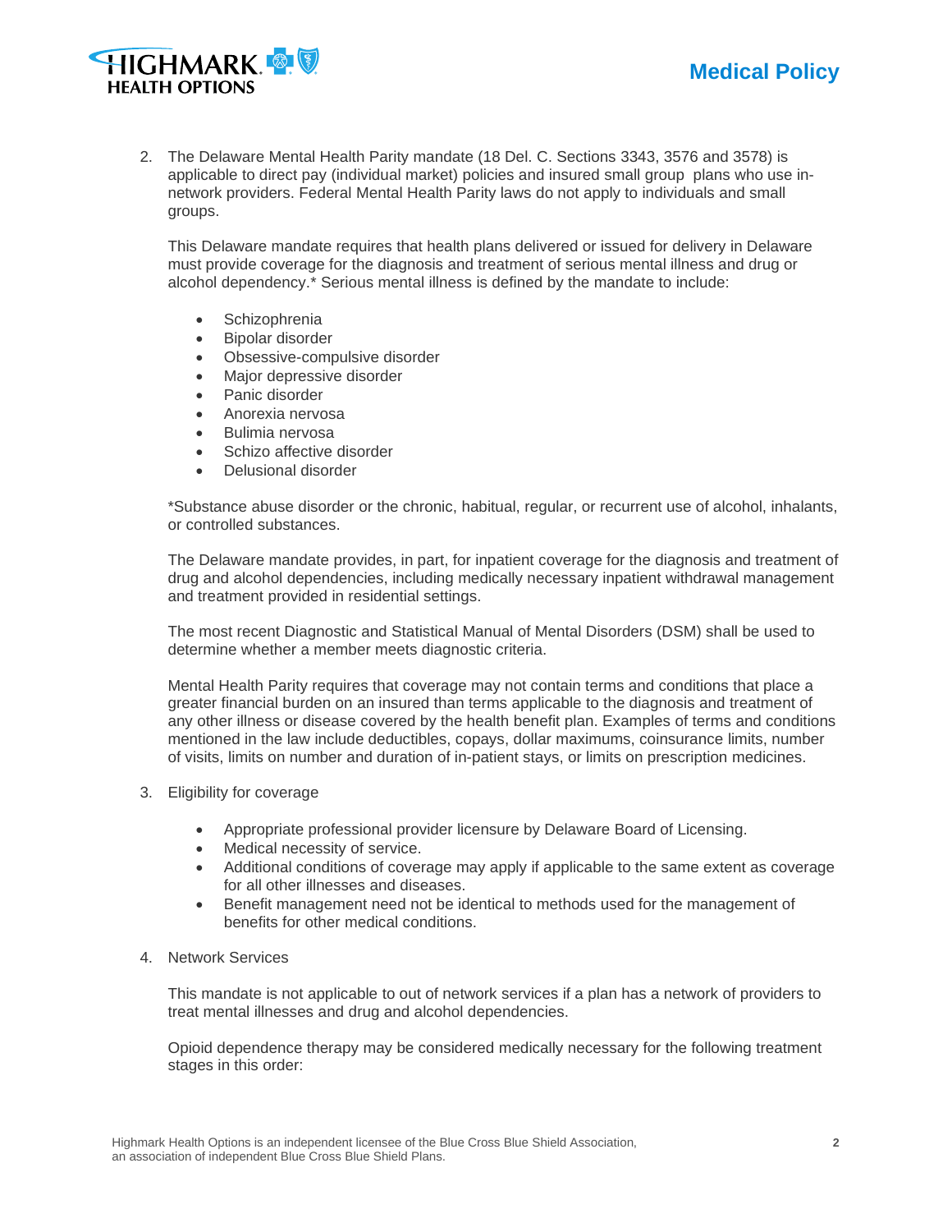2. The Delaware Mental Health Parity mandate (18 Del. C. Sections 3343, 3576 and 3578) is applicable to direct pay (individual market) policies and insured small group plans who use in-network providers. Federal Mental Health Parity laws do not apply to individuals and small groups.

   This Delaware mandate requires that health plans delivered or issued for delivery in Delaware must provide coverage for the diagnosis and treatment of serious mental illness and drug or alcohol dependency.* Serious mental illness is defined by the mandate to include:

   - Schizophrenia
   - Bipolar disorder
   - Obsessive-compulsive disorder
   - Major depressive disorder
   - Panic disorder
   - Anorexia nervosa
   - Bulimia nervosa
   - Schizo affective disorder
   - Delusional disorder

   *Substance abuse disorder or the chronic, habitual, regular, or recurrent use of alcohol, inhalants, or controlled substances.

   The Delaware mandate provides, in part, for inpatient coverage for the diagnosis and treatment of drug and alcohol dependencies, including medically necessary inpatient withdrawal management and treatment provided in residential settings.

   The most recent Diagnostic and Statistical Manual of Mental Disorders (DSM) shall be used to determine whether a member meets diagnostic criteria.

   Mental Health Parity requires that coverage may not contain terms and conditions that place a greater financial burden on an insured than terms applicable to the diagnosis and treatment of any other illness or disease covered by the health benefit plan. Examples of terms and conditions mentioned in the law include deductibles, copays, dollar maximums, coinsurance limits, number of visits, limits on number and duration of in-patient stays, or limits on prescription medicines.

3. Eligibility for coverage

   - Appropriate professional provider licensure by Delaware Board of Licensing.
   - Medical necessity of service.
   - Additional conditions of coverage may apply if applicable to the same extent as coverage for all other illnesses and diseases.
   - Benefit management need not be identical to methods used for the management of benefits for other medical conditions.

4. Network Services

   This mandate is not applicable to out of network services if a plan has a network of providers to treat mental illnesses and drug and alcohol dependencies.

   Opioid dependence therapy may be considered medically necessary for the following treatment stages in this order: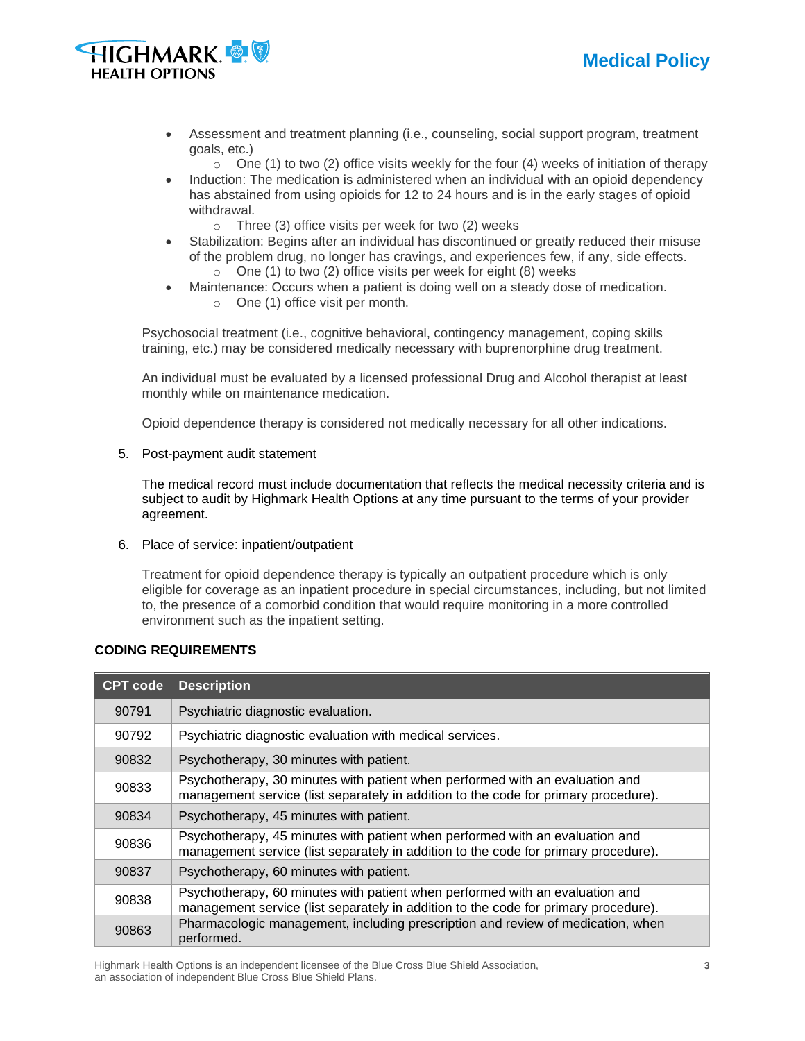- Assessment and treatment planning (i.e., counseling, social support program, treatment goals, etc.)
  - One (1) to two (2) office visits weekly for the four (4) weeks of initiation of therapy
- Induction: The medication is administered when an individual with an opioid dependency has abstained from using opioids for 12 to 24 hours and is in the early stages of opioid withdrawal.
  - Three (3) office visits per week for two (2) weeks
- Stabilization: Begins after an individual has discontinued or greatly reduced their misuse of the problem drug, no longer has cravings, and experiences few, if any, side effects.
  - One (1) to two (2) office visits per week for eight (8) weeks
- Maintenance: Occurs when a patient is doing well on a steady dose of medication.
  - One (1) office visit per month.

Psychosocial treatment (i.e., cognitive behavioral, contingency management, coping skills training, etc.) may be considered medically necessary with buprenorphine drug treatment.

An individual must be evaluated by a licensed professional Drug and Alcohol therapist at least monthly while on maintenance medication.

Opioid dependence therapy is considered not medically necessary for all other indications.

5. Post-payment audit statement

   The medical record must include documentation that reflects the medical necessity criteria and is subject to audit by Highmark Health Options at any time pursuant to the terms of your provider agreement.

6. Place of service: inpatient/outpatient

   Treatment for opioid dependence therapy is typically an outpatient procedure which is only eligible for coverage as an inpatient procedure in special circumstances, including, but not limited to, the presence of a comorbid condition that would require monitoring in a more controlled environment such as the inpatient setting.

**CODING REQUIREMENTS**

| CPT code | Description |
|---|---|
| 90791 | Psychiatric diagnostic evaluation. |
| 90792 | Psychiatric diagnostic evaluation with medical services. |
| 90832 | Psychotherapy, 30 minutes with patient. |
| 90833 | Psychotherapy, 30 minutes with patient when performed with an evaluation and management service (list separately in addition to the code for primary procedure). |
| 90834 | Psychotherapy, 45 minutes with patient. |
| 90836 | Psychotherapy, 45 minutes with patient when performed with an evaluation and management service (list separately in addition to the code for primary procedure). |
| 90837 | Psychotherapy, 60 minutes with patient. |
| 90838 | Psychotherapy, 60 minutes with patient when performed with an evaluation and management service (list separately in addition to the code for primary procedure). |
| 90863 | Pharmacologic management, including prescription and review of medication, when performed. |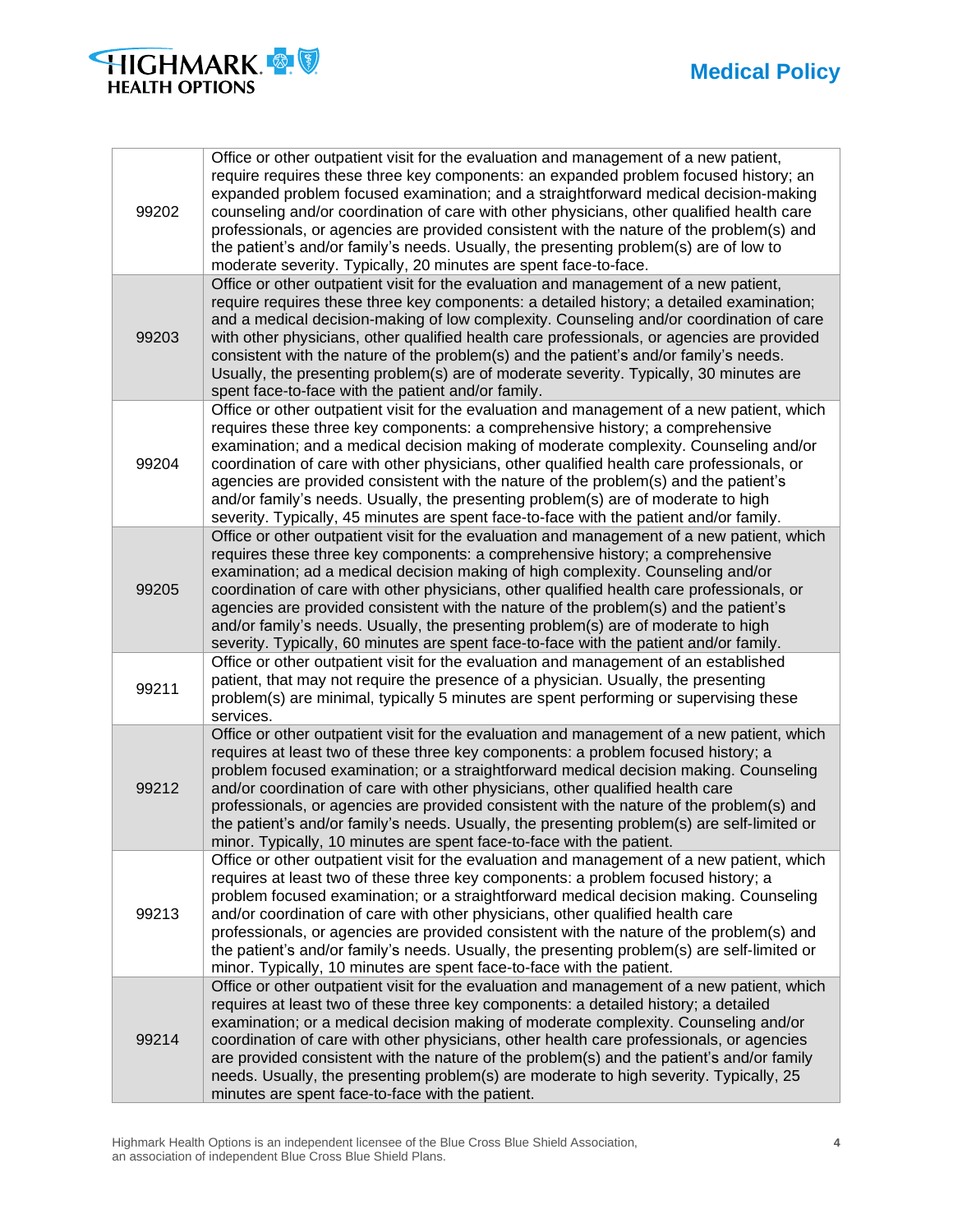| | |
|---|---|
| 99202 | Office or other outpatient visit for the evaluation and management of a new patient, require requires these three key components: an expanded problem focused history; an expanded problem focused examination; and a straightforward medical decision-making counseling and/or coordination of care with other physicians, other qualified health care professionals, or agencies are provided consistent with the nature of the problem(s) and the patient's and/or family's needs. Usually, the presenting problem(s) are of low to moderate severity. Typically, 20 minutes are spent face-to-face. |
| 99203 | Office or other outpatient visit for the evaluation and management of a new patient, require requires these three key components: a detailed history; a detailed examination; and a medical decision-making of low complexity. Counseling and/or coordination of care with other physicians, other qualified health care professionals, or agencies are provided consistent with the nature of the problem(s) and the patient's and/or family's needs. Usually, the presenting problem(s) are of moderate severity. Typically, 30 minutes are spent face-to-face with the patient and/or family. |
| 99204 | Office or other outpatient visit for the evaluation and management of a new patient, which requires these three key components: a comprehensive history; a comprehensive examination; and a medical decision making of moderate complexity. Counseling and/or coordination of care with other physicians, other qualified health care professionals, or agencies are provided consistent with the nature of the problem(s) and the patient's and/or family's needs. Usually, the presenting problem(s) are of moderate to high severity. Typically, 45 minutes are spent face-to-face with the patient and/or family. |
| 99205 | Office or other outpatient visit for the evaluation and management of a new patient, which requires these three key components: a comprehensive history; a comprehensive examination; ad a medical decision making of high complexity. Counseling and/or coordination of care with other physicians, other qualified health care professionals, or agencies are provided consistent with the nature of the problem(s) and the patient's and/or family's needs. Usually, the presenting problem(s) are of moderate to high severity. Typically, 60 minutes are spent face-to-face with the patient and/or family. |
| 99211 | Office or other outpatient visit for the evaluation and management of an established patient, that may not require the presence of a physician. Usually, the presenting problem(s) are minimal, typically 5 minutes are spent performing or supervising these services. |
| 99212 | Office or other outpatient visit for the evaluation and management of a new patient, which requires at least two of these three key components: a problem focused history; a problem focused examination; or a straightforward medical decision making. Counseling and/or coordination of care with other physicians, other qualified health care professionals, or agencies are provided consistent with the nature of the problem(s) and the patient's and/or family's needs. Usually, the presenting problem(s) are self-limited or minor. Typically, 10 minutes are spent face-to-face with the patient. |
| 99213 | Office or other outpatient visit for the evaluation and management of a new patient, which requires at least two of these three key components: a problem focused history; a problem focused examination; or a straightforward medical decision making. Counseling and/or coordination of care with other physicians, other qualified health care professionals, or agencies are provided consistent with the nature of the problem(s) and the patient's and/or family's needs. Usually, the presenting problem(s) are self-limited or minor. Typically, 10 minutes are spent face-to-face with the patient. |
| 99214 | Office or other outpatient visit for the evaluation and management of a new patient, which requires at least two of these three key components: a detailed history; a detailed examination; or a medical decision making of moderate complexity. Counseling and/or coordination of care with other physicians, other health care professionals, or agencies are provided consistent with the nature of the problem(s) and the patient's and/or family needs. Usually, the presenting problem(s) are moderate to high severity. Typically, 25 minutes are spent face-to-face with the patient. |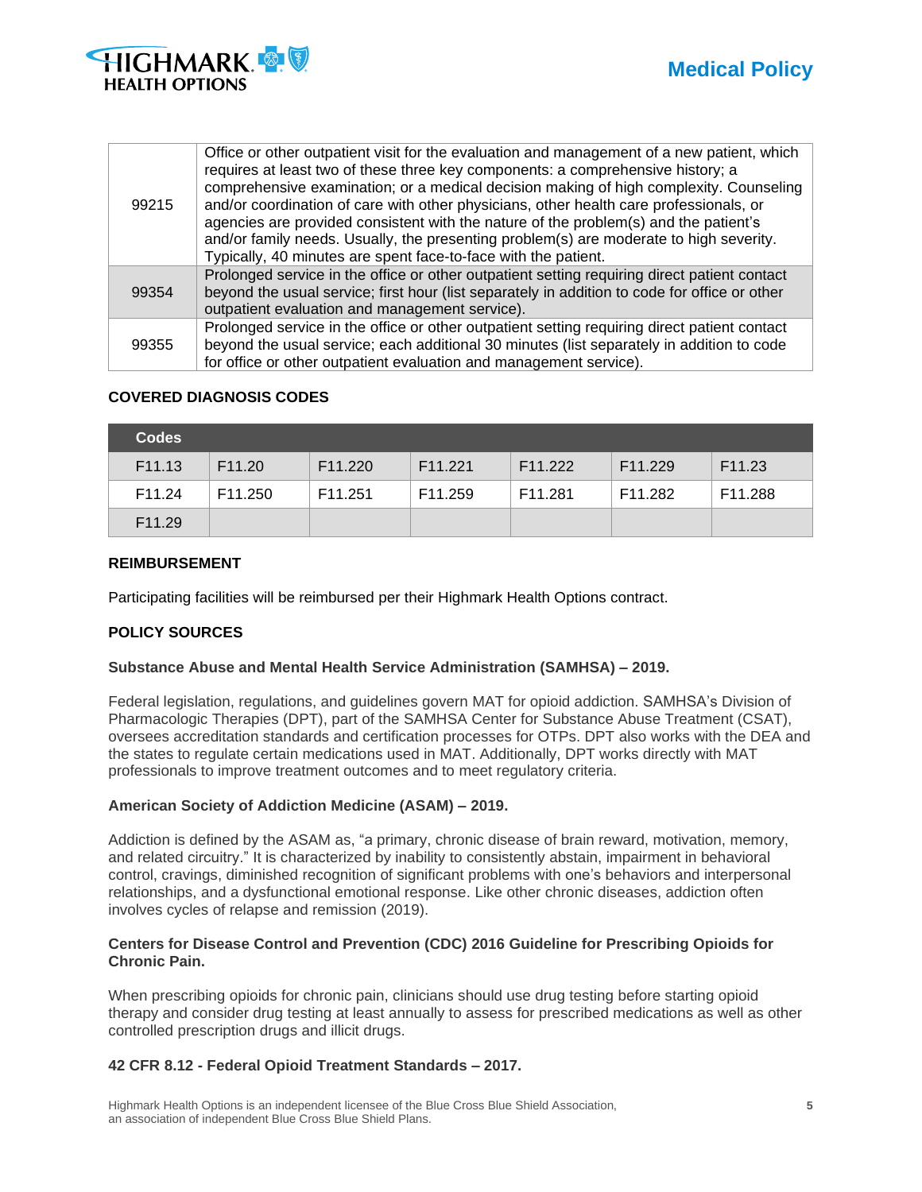| | |
|---|---|
| 99215 | Office or other outpatient visit for the evaluation and management of a new patient, which requires at least two of these three key components: a comprehensive history; a comprehensive examination; or a medical decision making of high complexity. Counseling and/or coordination of care with other physicians, other health care professionals, or agencies are provided consistent with the nature of the problem(s) and the patient's and/or family needs. Usually, the presenting problem(s) are moderate to high severity. Typically, 40 minutes are spent face-to-face with the patient. |
| 99354 | Prolonged service in the office or other outpatient setting requiring direct patient contact beyond the usual service; first hour (list separately in addition to code for office or other outpatient evaluation and management service). |
| 99355 | Prolonged service in the office or other outpatient setting requiring direct patient contact beyond the usual service; each additional 30 minutes (list separately in addition to code for office or other outpatient evaluation and management service). |

**COVERED DIAGNOSIS CODES**

| Codes | | | | | | |
|---|---|---|---|---|---|---|
| F11.13 | F11.20 | F11.220 | F11.221 | F11.222 | F11.229 | F11.23 |
| F11.24 | F11.250 | F11.251 | F11.259 | F11.281 | F11.282 | F11.288 |
| F11.29 | | | | | | |

**REIMBURSEMENT**

Participating facilities will be reimbursed per their Highmark Health Options contract.

**POLICY SOURCES**

**Substance Abuse and Mental Health Service Administration (SAMHSA) – 2019.**

Federal legislation, regulations, and guidelines govern MAT for opioid addiction. SAMHSA's Division of Pharmacologic Therapies (DPT), part of the SAMHSA Center for Substance Abuse Treatment (CSAT), oversees accreditation standards and certification processes for OTPs. DPT also works with the DEA and the states to regulate certain medications used in MAT. Additionally, DPT works directly with MAT professionals to improve treatment outcomes and to meet regulatory criteria.

**American Society of Addiction Medicine (ASAM) – 2019.**

Addiction is defined by the ASAM as, "a primary, chronic disease of brain reward, motivation, memory, and related circuitry." It is characterized by inability to consistently abstain, impairment in behavioral control, cravings, diminished recognition of significant problems with one's behaviors and interpersonal relationships, and a dysfunctional emotional response. Like other chronic diseases, addiction often involves cycles of relapse and remission (2019).

**Centers for Disease Control and Prevention (CDC) 2016 Guideline for Prescribing Opioids for Chronic Pain.**

When prescribing opioids for chronic pain, clinicians should use drug testing before starting opioid therapy and consider drug testing at least annually to assess for prescribed medications as well as other controlled prescription drugs and illicit drugs.

**42 CFR 8.12 - Federal Opioid Treatment Standards – 2017.**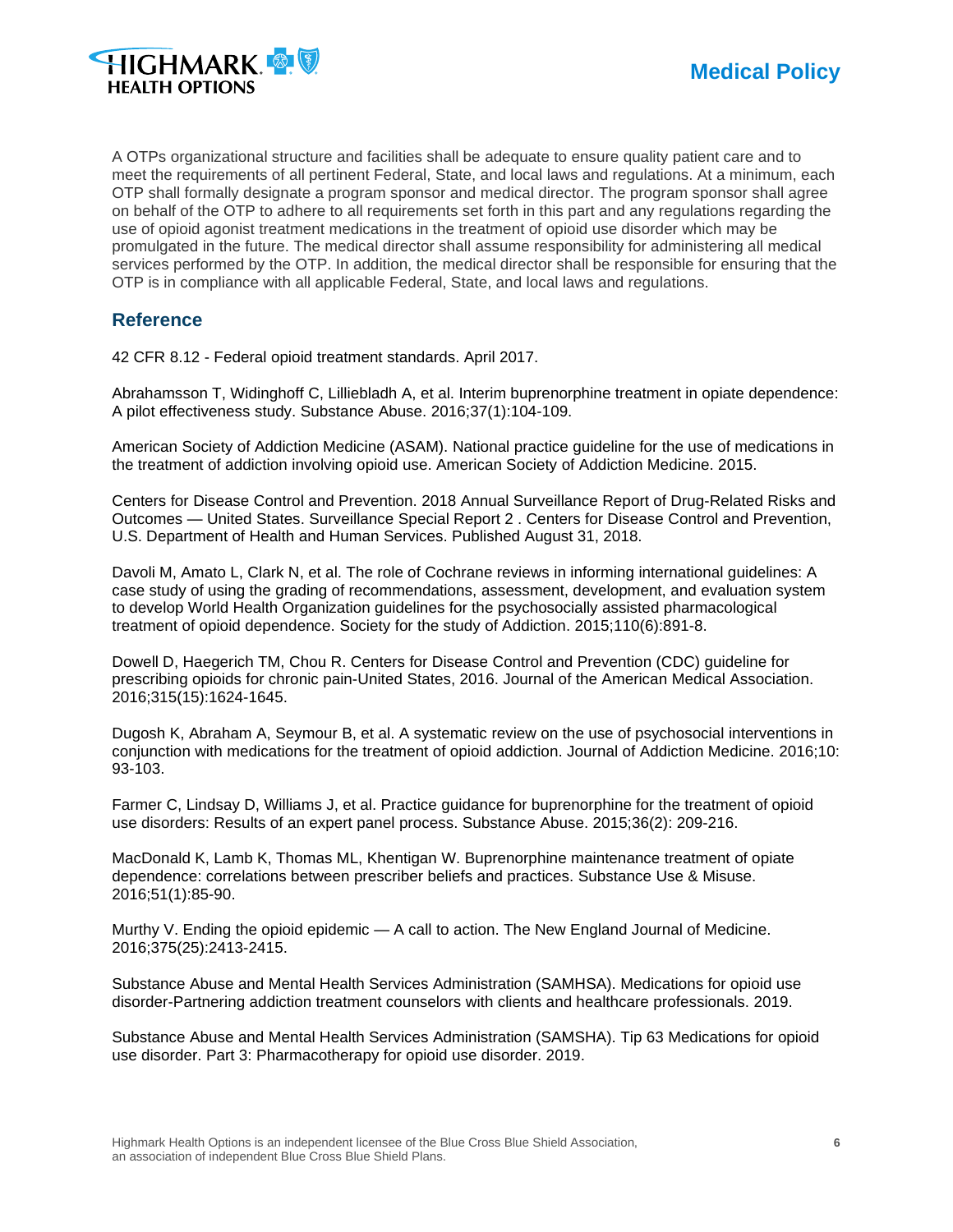A OTPs organizational structure and facilities shall be adequate to ensure quality patient care and to meet the requirements of all pertinent Federal, State, and local laws and regulations. At a minimum, each OTP shall formally designate a program sponsor and medical director. The program sponsor shall agree on behalf of the OTP to adhere to all requirements set forth in this part and any regulations regarding the use of opioid agonist treatment medications in the treatment of opioid use disorder which may be promulgated in the future. The medical director shall assume responsibility for administering all medical services performed by the OTP. In addition, the medical director shall be responsible for ensuring that the OTP is in compliance with all applicable Federal, State, and local laws and regulations.

## Reference

42 CFR 8.12 - Federal opioid treatment standards. April 2017.

Abrahamsson T, Widinghoff C, Lilliebladh A, et al. Interim buprenorphine treatment in opiate dependence: A pilot effectiveness study. Substance Abuse. 2016;37(1):104-109.

American Society of Addiction Medicine (ASAM). National practice guideline for the use of medications in the treatment of addiction involving opioid use. American Society of Addiction Medicine. 2015.

Centers for Disease Control and Prevention. 2018 Annual Surveillance Report of Drug-Related Risks and Outcomes — United States. Surveillance Special Report 2 . Centers for Disease Control and Prevention, U.S. Department of Health and Human Services. Published August 31, 2018.

Davoli M, Amato L, Clark N, et al. The role of Cochrane reviews in informing international guidelines: A case study of using the grading of recommendations, assessment, development, and evaluation system to develop World Health Organization guidelines for the psychosocially assisted pharmacological treatment of opioid dependence. Society for the study of Addiction. 2015;110(6):891-8.

Dowell D, Haegerich TM, Chou R. Centers for Disease Control and Prevention (CDC) guideline for prescribing opioids for chronic pain-United States, 2016. Journal of the American Medical Association. 2016;315(15):1624-1645.

Dugosh K, Abraham A, Seymour B, et al. A systematic review on the use of psychosocial interventions in conjunction with medications for the treatment of opioid addiction. Journal of Addiction Medicine. 2016;10: 93-103.

Farmer C, Lindsay D, Williams J, et al. Practice guidance for buprenorphine for the treatment of opioid use disorders: Results of an expert panel process. Substance Abuse. 2015;36(2): 209-216.

MacDonald K, Lamb K, Thomas ML, Khentigan W. Buprenorphine maintenance treatment of opiate dependence: correlations between prescriber beliefs and practices. Substance Use & Misuse. 2016;51(1):85-90.

Murthy V. Ending the opioid epidemic — A call to action. The New England Journal of Medicine. 2016;375(25):2413-2415.

Substance Abuse and Mental Health Services Administration (SAMHSA). Medications for opioid use disorder-Partnering addiction treatment counselors with clients and healthcare professionals. 2019.

Substance Abuse and Mental Health Services Administration (SAMSHA). Tip 63 Medications for opioid use disorder. Part 3: Pharmacotherapy for opioid use disorder. 2019.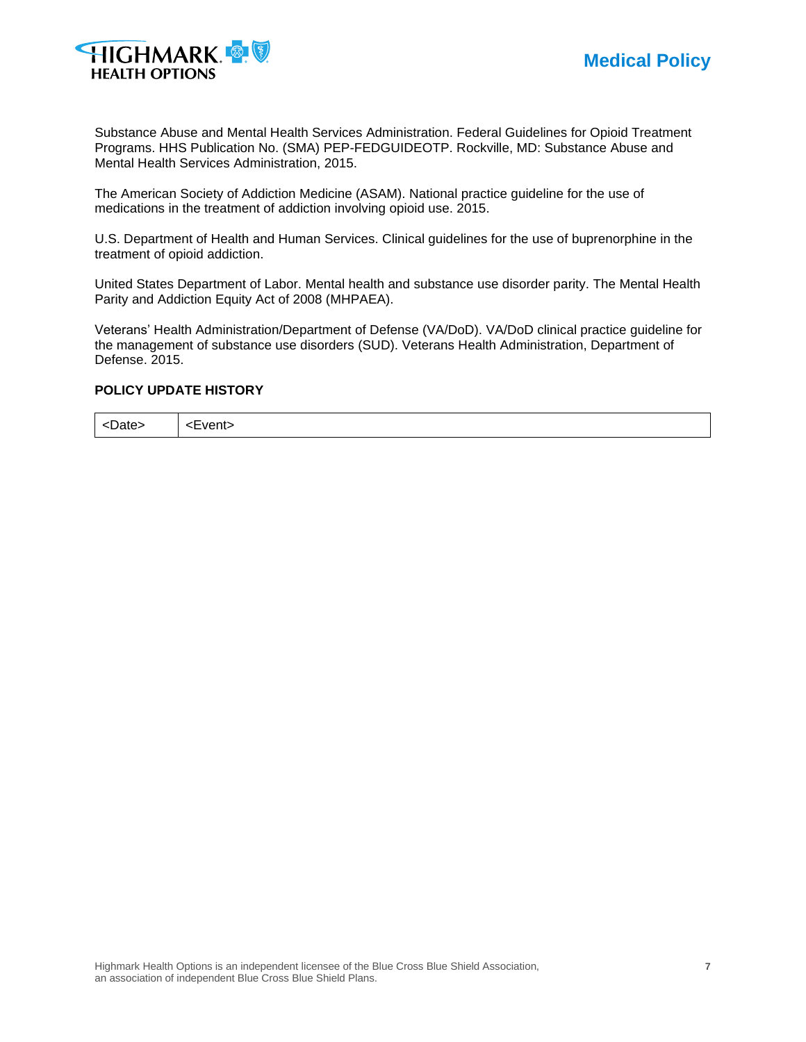Substance Abuse and Mental Health Services Administration. Federal Guidelines for Opioid Treatment Programs. HHS Publication No. (SMA) PEP-FEDGUIDEOTP. Rockville, MD: Substance Abuse and Mental Health Services Administration, 2015.

The American Society of Addiction Medicine (ASAM). National practice guideline for the use of medications in the treatment of addiction involving opioid use. 2015.

U.S. Department of Health and Human Services. Clinical guidelines for the use of buprenorphine in the treatment of opioid addiction.

United States Department of Labor. Mental health and substance use disorder parity. The Mental Health Parity and Addiction Equity Act of 2008 (MHPAEA).

Veterans' Health Administration/Department of Defense (VA/DoD). VA/DoD clinical practice guideline for the management of substance use disorders (SUD). Veterans Health Administration, Department of Defense. 2015.

**POLICY UPDATE HISTORY**

| | |
|---|---|
| <Date> | <Event> |

Highmark Health Options is an independent licensee of the Blue Cross Blue Shield Association, an association of independent Blue Cross Blue Shield Plans.